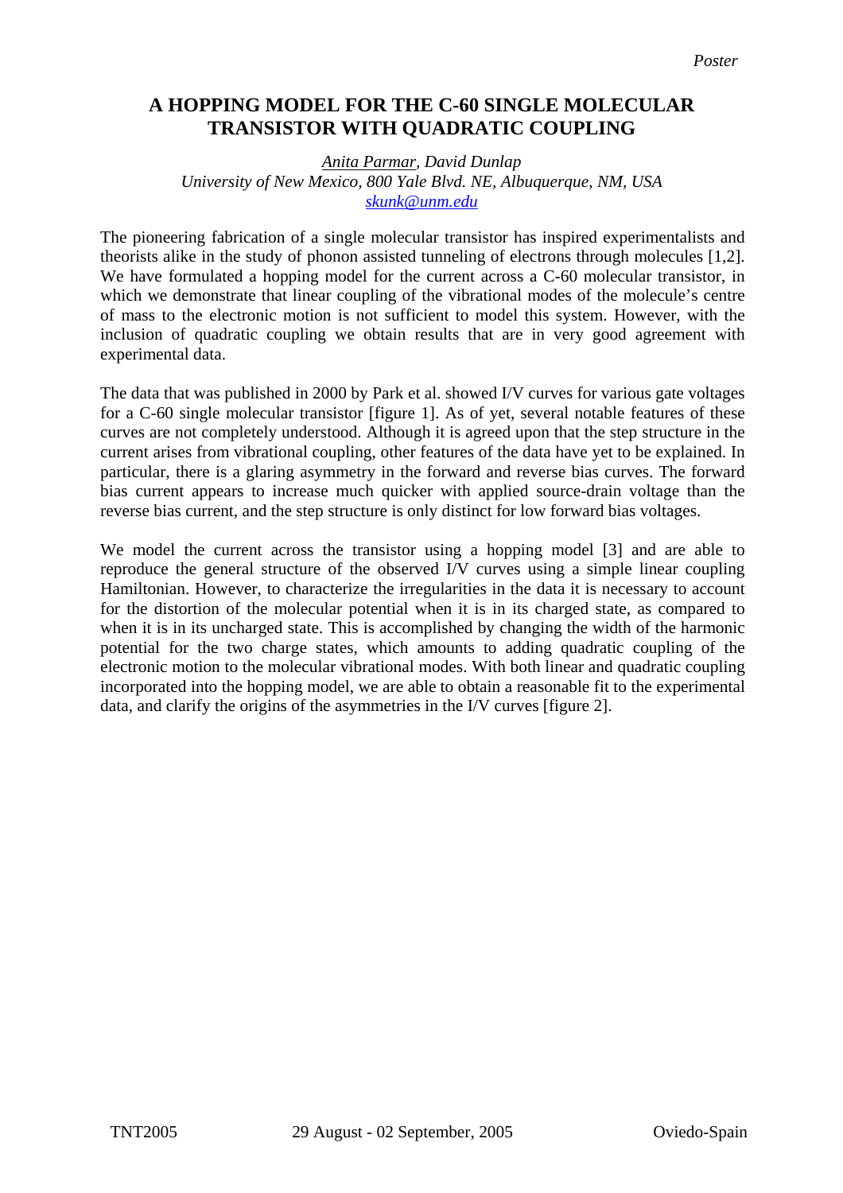*Poster*

# A HOPPING MODEL FOR THE C-60 SINGLE MOLECULAR TRANSISTOR WITH QUADRATIC COUPLING

*<u>Anita Parmar</u>, David Dunlap*
*University of New Mexico, 800 Yale Blvd. NE, Albuquerque, NM, USA*
*skunk@unm.edu*

The pioneering fabrication of a single molecular transistor has inspired experimentalists and theorists alike in the study of phonon assisted tunneling of electrons through molecules [1,2]. We have formulated a hopping model for the current across a C-60 molecular transistor, in which we demonstrate that linear coupling of the vibrational modes of the molecule's centre of mass to the electronic motion is not sufficient to model this system. However, with the inclusion of quadratic coupling we obtain results that are in very good agreement with experimental data.

The data that was published in 2000 by Park et al. showed I/V curves for various gate voltages for a C-60 single molecular transistor [figure 1]. As of yet, several notable features of these curves are not completely understood. Although it is agreed upon that the step structure in the current arises from vibrational coupling, other features of the data have yet to be explained. In particular, there is a glaring asymmetry in the forward and reverse bias curves. The forward bias current appears to increase much quicker with applied source-drain voltage than the reverse bias current, and the step structure is only distinct for low forward bias voltages.

We model the current across the transistor using a hopping model [3] and are able to reproduce the general structure of the observed I/V curves using a simple linear coupling Hamiltonian. However, to characterize the irregularities in the data it is necessary to account for the distortion of the molecular potential when it is in its charged state, as compared to when it is in its uncharged state. This is accomplished by changing the width of the harmonic potential for the two charge states, which amounts to adding quadratic coupling of the electronic motion to the molecular vibrational modes. With both linear and quadratic coupling incorporated into the hopping model, we are able to obtain a reasonable fit to the experimental data, and clarify the origins of the asymmetries in the I/V curves [figure 2].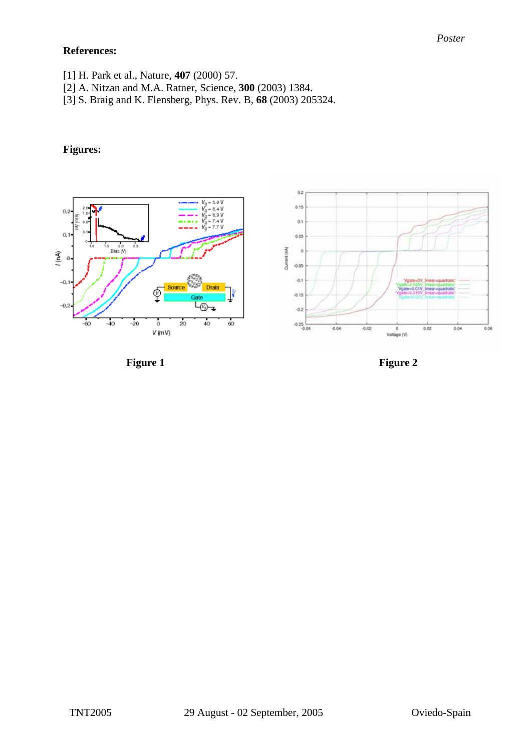**References:**

[1] H. Park et al., Nature, **407** (2000) 57.
[2] A. Nitzan and M.A. Ratner, Science, **300** (2003) 1384.
[3] S. Braig and K. Flensberg, Phys. Rev. B, **68** (2003) 205324.

**Figures:**

$V_g$ = 5.9 V
$V_g$ = 6.4 V
$V_g$ = 6.9 V
$V_g$ = 7.4 V
$V_g$ = 7.7 V
$I$ (nA)
$V$ (mV)
$I/V$ (nS)
Bias (V)
Source
Drain
Gate

**Figure 1**

Current (nA)
Voltage (V)
Vgate=0V_linear+quadratic
Vgate=0.005V_linear+quadratic
Vgate=0.01V_linear+quadratic
Vgate=0.015V_linear+quadratic
Vgate=0.02V_linear+quadratic

**Figure 2**